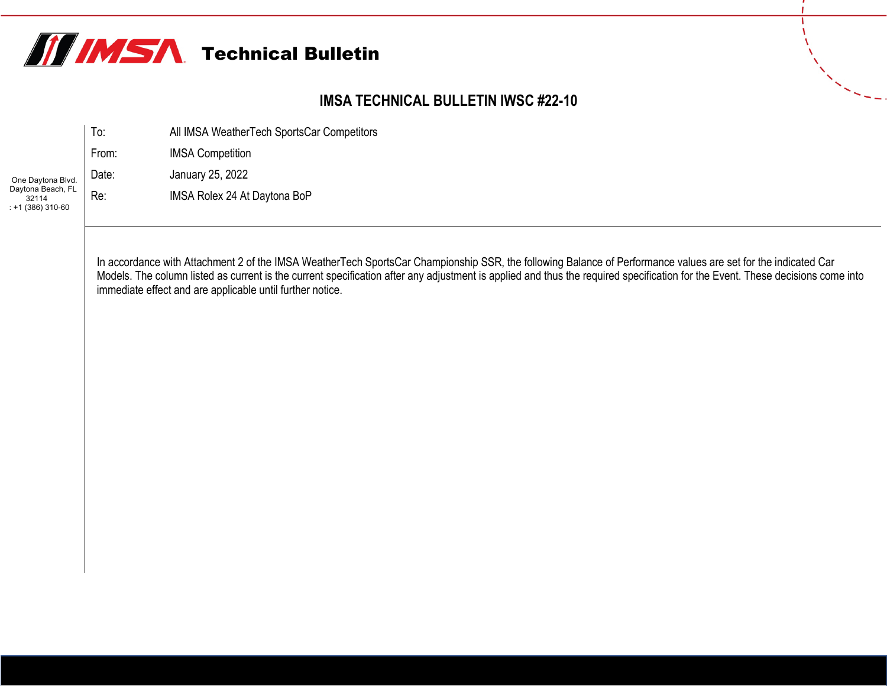# Technical Bulletin

## IMSA TECHNICAL BULLETIN IWSC #22-10

One Daytona Blvd.
Daytona Beach, FL
32114
: +1 (386) 310-60

| | |
|---|---|
| To: | All IMSA WeatherTech SportsCar Competitors |
| From: | IMSA Competition |
| Date: | January 25, 2022 |
| Re: | IMSA Rolex 24 At Daytona BoP |

In accordance with Attachment 2 of the IMSA WeatherTech SportsCar Championship SSR, the following Balance of Performance values are set for the indicated Car Models. The column listed as current is the current specification after any adjustment is applied and thus the required specification for the Event. These decisions come into immediate effect and are applicable until further notice.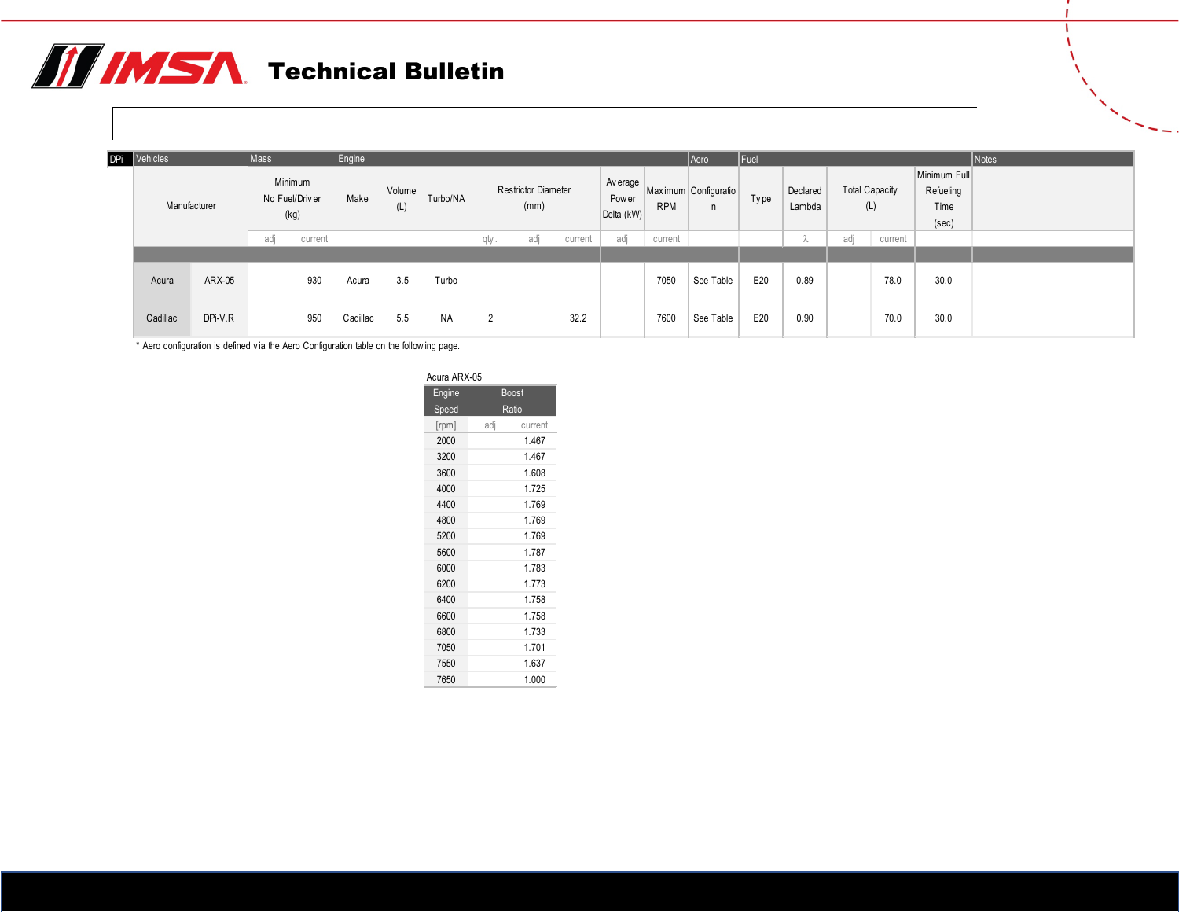# Technical Bulletin

| DPi | Vehicles | | Mass | | Engine | | | | | | | | Aero | Fuel | | | | | Notes |
|---|---|---|---|---|---|---|---|---|---|---|---|---|---|---|---|---|---|---|---|
| | Manufacturer | | Minimum No Fuel/Driver (kg) | | Make | Volume (L) | Turbo/NA | Restrictor Diameter (mm) | | | Average Power Delta (kW) | Maximum RPM | Configuration | Type | Declared Lambda | Total Capacity (L) | | Minimum Full Refueling Time (sec) | |
| | | | adj | current | | | | qty. | adj | current | adj | current | | | λ | adj | current | | |
| | Acura | ARX-05 | | 930 | Acura | 3.5 | Turbo | | | | | 7050 | See Table | E20 | 0.89 | | 78.0 | 30.0 | |
| | Cadillac | DPi-V.R | | 950 | Cadillac | 5.5 | NA | 2 | | 32.2 | | 7600 | See Table | E20 | 0.90 | | 70.0 | 30.0 | |

* Aero configuration is defined via the Aero Configuration table on the following page.

Acura ARX-05

| Engine Speed | Boost Ratio | |
|---|---|---|
| [rpm] | adj | current |
| 2000 | | 1.467 |
| 3200 | | 1.467 |
| 3600 | | 1.608 |
| 4000 | | 1.725 |
| 4400 | | 1.769 |
| 4800 | | 1.769 |
| 5200 | | 1.769 |
| 5600 | | 1.787 |
| 6000 | | 1.783 |
| 6200 | | 1.773 |
| 6400 | | 1.758 |
| 6600 | | 1.758 |
| 6800 | | 1.733 |
| 7050 | | 1.701 |
| 7550 | | 1.637 |
| 7650 | | 1.000 |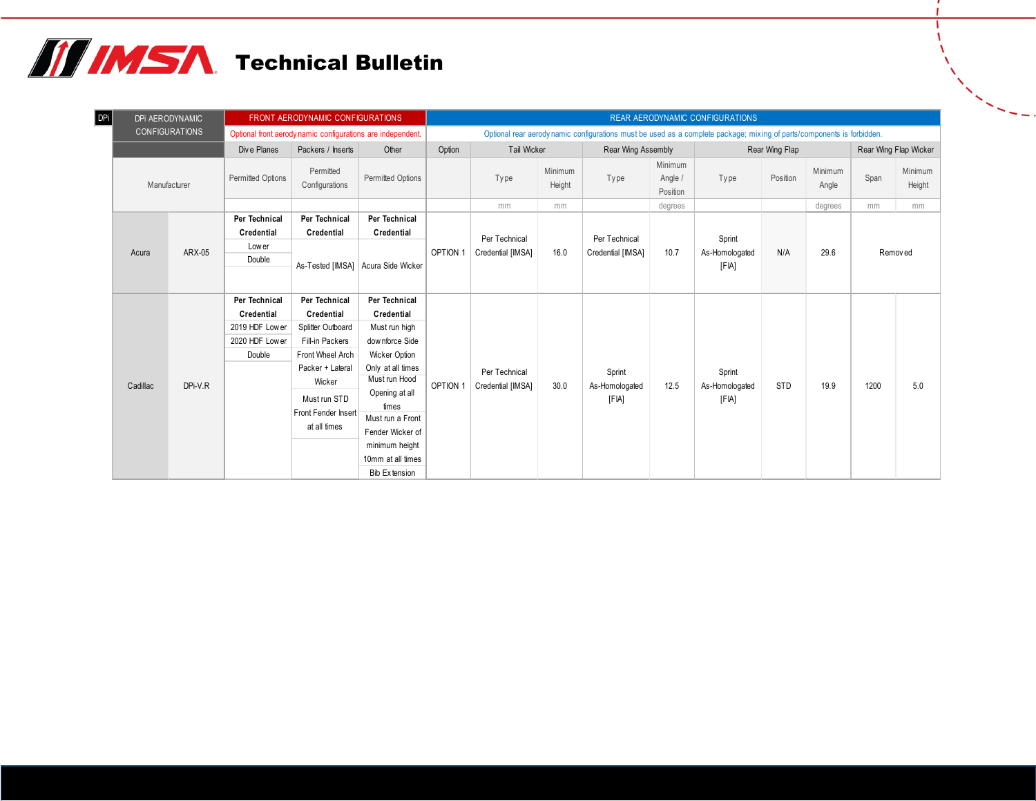# IMSA Technical Bulletin

| DPi AERODYNAMIC CONFIGURATIONS | | FRONT AERODYNAMIC CONFIGURATIONS | | | REAR AERODYNAMIC CONFIGURATIONS | | | | | | | | | |
|---|---|---|---|---|---|---|---|---|---|---|---|---|---|---|
| | | Optional front aerodynamic configurations are independent. | | | Optional rear aerodynamic configurations must be used as a complete package; mixing of parts/components is forbidden. | | | | | | | | | |
| | | Dive Planes | Packers / Inserts | Other | Option | Tail Wicker | | Rear Wing Assembly | | Rear Wing Flap | | | Rear Wing Flap Wicker | |
| Manufacturer | | Permitted Options | Permitted Configurations | Permitted Options | | Type | Minimum Height | Type | Minimum Angle / Position | Type | Position | Minimum Angle | Span | Minimum Height |
| | | | | | | mm | mm | | degrees | | | degrees | mm | mm |
| Acura | ARX-05 | **Per Technical Credential**<br>Lower<br>Double | **Per Technical Credential**<br>As-Tested [IMSA] | **Per Technical Credential**<br>Acura Side Wicker | OPTION 1 | Per Technical Credential [IMSA] | 16.0 | Per Technical Credential [IMSA] | 10.7 | Sprint As-Homologated [FIA] | N/A | 29.6 | Removed | |
| Cadillac | DPi-V.R | **Per Technical Credential**<br>2019 HDF Lower<br>2020 HDF Lower<br>Double | **Per Technical Credential**<br>Splitter Outboard Fill-in Packers<br>Front Wheel Arch Packer + Lateral Wicker<br>Must run STD Front Fender Insert at all times | **Per Technical Credential**<br>Must run high downforce Side Wicker Option Only at all times<br>Must run Hood Opening at all times<br>Must run a Front Fender Wicker of minimum height 10mm at all times<br>Bib Extension | OPTION 1 | Per Technical Credential [IMSA] | 30.0 | Sprint As-Homologated [FIA] | 12.5 | Sprint As-Homologated [FIA] | STD | 19.9 | 1200 | 5.0 |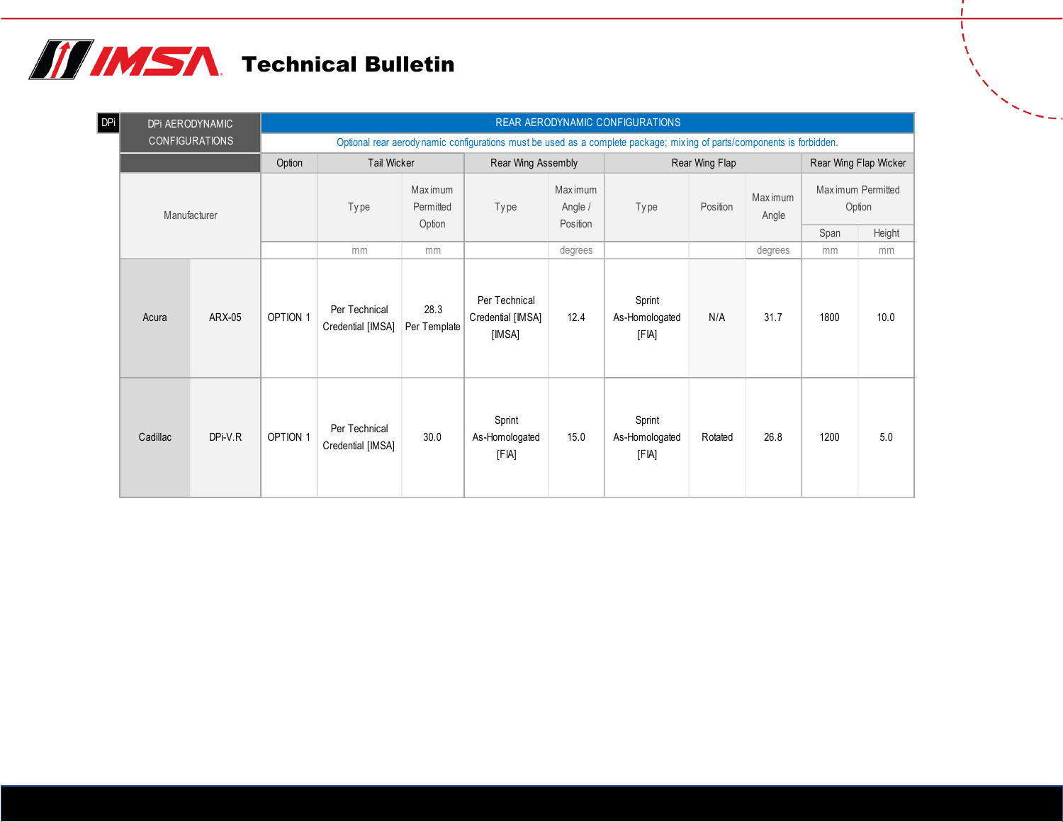# IMSA Technical Bulletin

| DPi | DPi AERODYNAMIC CONFIGURATIONS | REAR AERODYNAMIC CONFIGURATIONS | | | | | | | | | |
|---|---|---|---|---|---|---|---|---|---|---|---|
| | | Optional rear aerodynamic configurations must be used as a complete package; mixing of parts/components is forbidden. | | | | | | | | | |
| | | Option | Tail Wicker | | Rear Wing Assembly | | Rear Wing Flap | | | Rear Wing Flap Wicker | |
| Manufacturer | | | Type | Maximum Permitted Option | Type | Maximum Angle / Position | Type | Position | Maximum Angle | Maximum Permitted Option | |
| | | | | | | | | | | Span | Height |
| | | | mm | mm | | degrees | | | degrees | mm | mm |
| Acura | ARX-05 | OPTION 1 | Per Technical Credential [IMSA] | 28.3 Per Template | Per Technical Credential [IMSA] [IMSA] | 12.4 | Sprint As-Homologated [FIA] | N/A | 31.7 | 1800 | 10.0 |
| Cadillac | DPi-V.R | OPTION 1 | Per Technical Credential [IMSA] | 30.0 | Sprint As-Homologated [FIA] | 15.0 | Sprint As-Homologated [FIA] | Rotated | 26.8 | 1200 | 5.0 |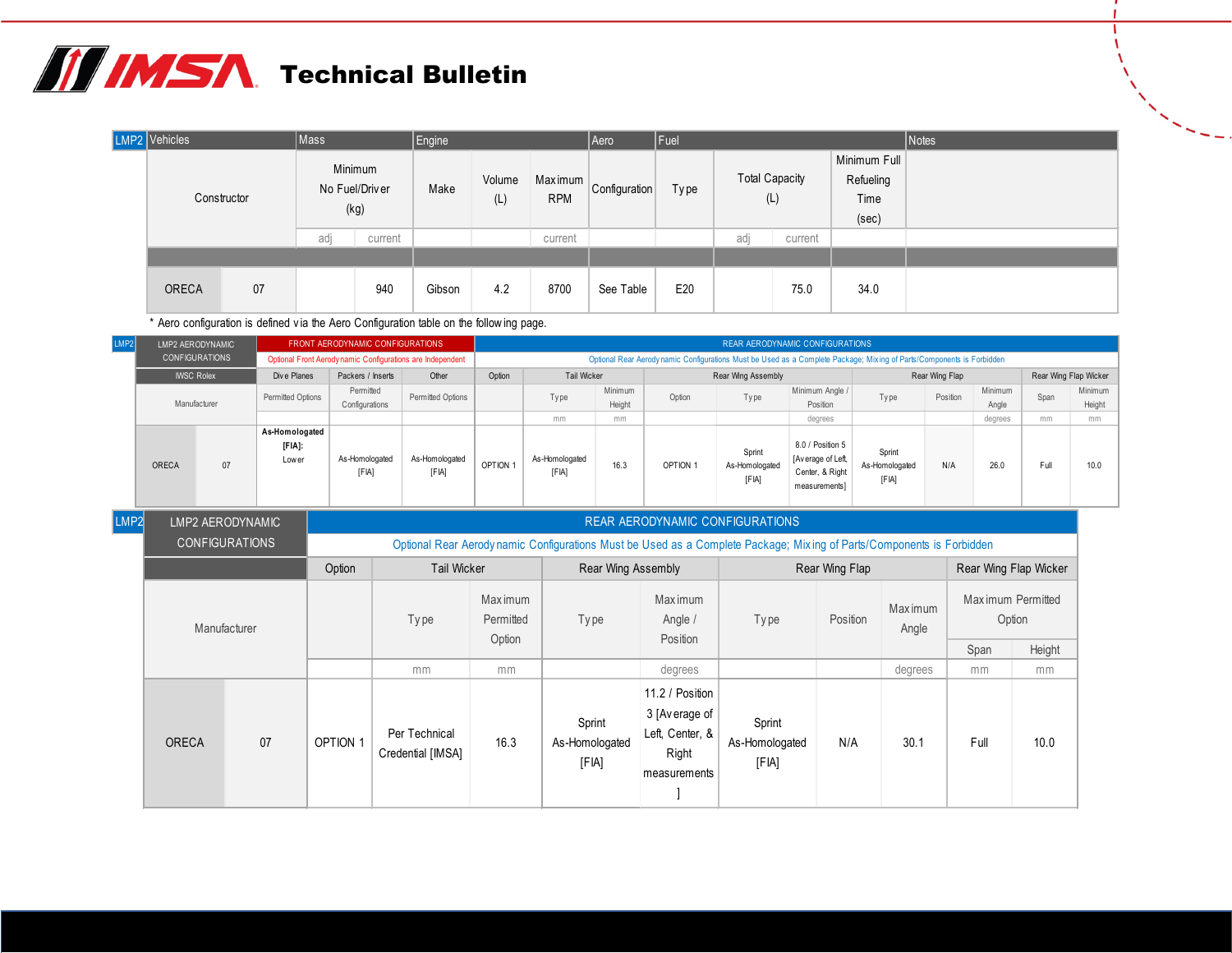# IMSA Technical Bulletin

| LMP2 Vehicles | | Mass | | Engine | | | Aero | Fuel | | | Notes |
|---|---|---|---|---|---|---|---|---|---|---|---|
| Constructor | | Minimum No Fuel/Driver (kg) | | Make | Volume (L) | Maximum RPM | Configuration | Type | Total Capacity (L) | | Minimum Full Refueling Time (sec) | |
| | | adj | current | | | current | | | adj | current | | |
| ORECA | 07 | | 940 | Gibson | 4.2 | 8700 | See Table | E20 | | 75.0 | 34.0 | |

\* Aero configuration is defined via the Aero Configuration table on the following page.

| LMP2 AERODYNAMIC CONFIGURATIONS | | FRONT AERODYNAMIC CONFIGURATIONS | | | REAR AERODYNAMIC CONFIGURATIONS | | | | | | | | | | |
|---|---|---|---|---|---|---|---|---|---|---|---|---|---|---|---|
| | | Optional Front Aerodynamic Configurations are Independent | | | Optional Rear Aerodynamic Configurations Must be Used as a Complete Package; Mixing of Parts/Components is Forbidden | | | | | | | | | | |
| IWSC Rolex | | Dive Planes | Packers / Inserts | Other | Option | Tail Wicker | | Rear Wing Assembly | | | Rear Wing Flap | | | Rear Wing Flap Wicker | |
| Manufacturer | | Permitted Options | Permitted Configurations | Permitted Options | | Type | Minimum Height | Option | Type | Minimum Angle / Position | Type | Position | Minimum Angle | Span | Minimum Height |
| | | | | | | mm | mm | | | degrees | | | degrees | mm | mm |
| ORECA | 07 | As-Homologated [FIA]: Lower | As-Homologated [FIA] | As-Homologated [FIA] | OPTION 1 | As-Homologated [FIA] | 16.3 | OPTION 1 | Sprint As-Homologated [FIA] | 8.0 / Position 5 [Average of Left, Center, & Right measurements] | Sprint As-Homologated [FIA] | N/A | 26.0 | Full | 10.0 |

| LMP2 AERODYNAMIC CONFIGURATIONS | | REAR AERODYNAMIC CONFIGURATIONS | | | | | | | | | |
|---|---|---|---|---|---|---|---|---|---|---|---|
| | | Optional Rear Aerodynamic Configurations Must be Used as a Complete Package; Mixing of Parts/Components is Forbidden | | | | | | | | | |
| | | Option | Tail Wicker | | Rear Wing Assembly | | Rear Wing Flap | | | Rear Wing Flap Wicker | |
| Manufacturer | | | Type | Maximum Permitted Option | Type | Maximum Angle / Position | Type | Position | Maximum Angle | Maximum Permitted Option | |
| | | | | | | | | | | Span | Height |
| | | | mm | mm | | degrees | | | degrees | mm | mm |
| ORECA | 07 | OPTION 1 | Per Technical Credential [IMSA] | 16.3 | Sprint As-Homologated [FIA] | 11.2 / Position 3 [Average of Left, Center, & Right measurements] | Sprint As-Homologated [FIA] | N/A | 30.1 | Full | 10.0 |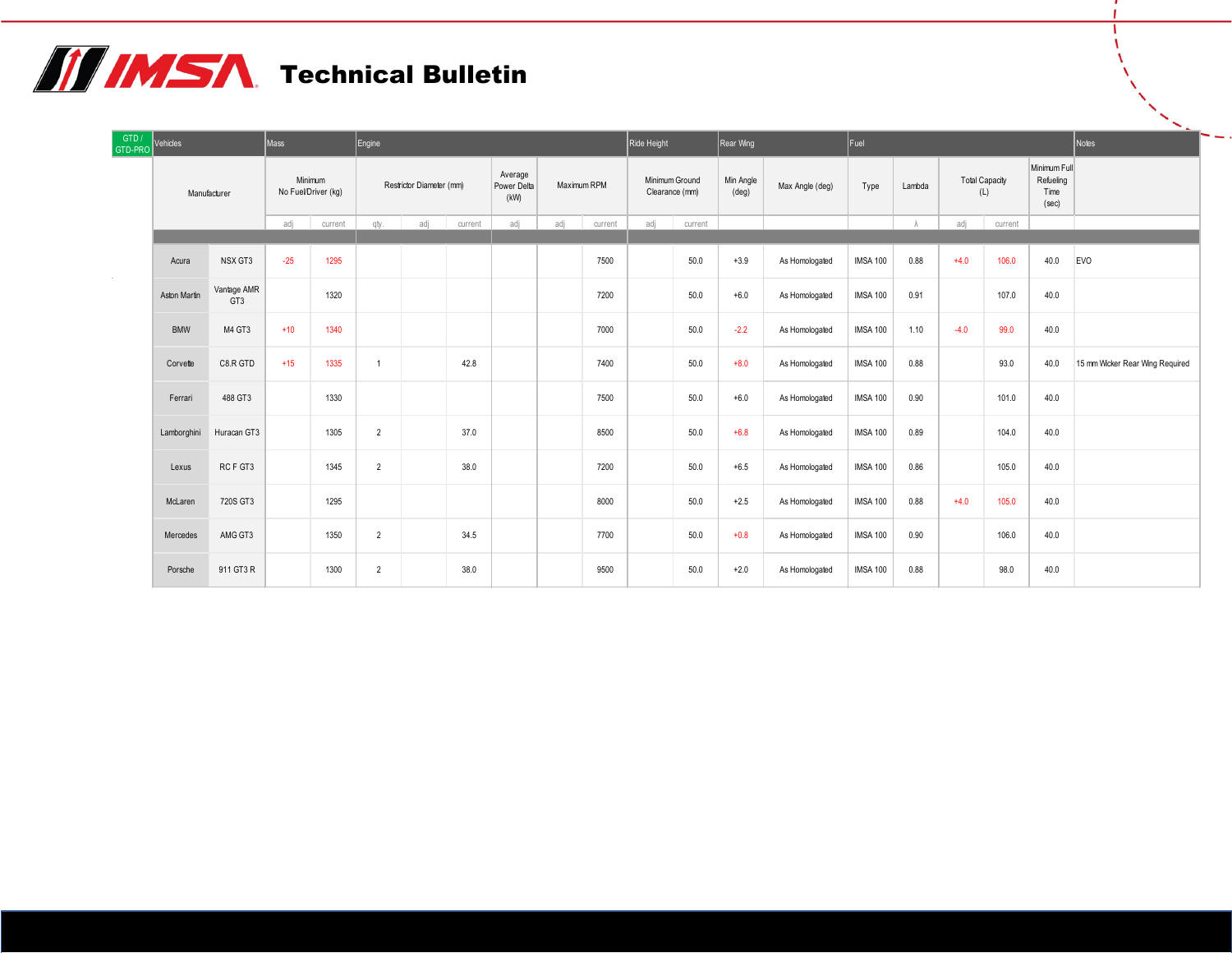# IMSA Technical Bulletin

| GTD / GTD-PRO | Vehicles | Mass | | Engine | | | | | | Ride Height | | Rear Wing | | Fuel | | | | | Notes |
|---|---|---|---|---|---|---|---|---|---|---|---|---|---|---|---|---|---|---|---|
| Manufacturer | | Minimum No Fuel/Driver (kg) | | Restrictor Diameter (mm) | | | Average Power Delta (kW) | Maximum RPM | | Minimum Ground Clearance (mm) | | Min Angle (deg) | Max Angle (deg) | Type | Lambda | Total Capacity (L) | | Minimum Full Refueling Time (sec) | |
| | | adj | current | qty. | adj | current | adj | adj | current | adj | current | | | | λ | adj | current | | |
| Acura | NSX GT3 | -25 | 1295 | | | | | | 7500 | | 50.0 | +3.9 | As Homologated | IMSA 100 | 0.88 | +4.0 | 106.0 | 40.0 | EVO |
| Aston Martin | Vantage AMR GT3 | | 1320 | | | | | | 7200 | | 50.0 | +6.0 | As Homologated | IMSA 100 | 0.91 | | 107.0 | 40.0 | |
| BMW | M4 GT3 | +10 | 1340 | | | | | | 7000 | | 50.0 | -2.2 | As Homologated | IMSA 100 | 1.10 | -4.0 | 99.0 | 40.0 | |
| Corvette | C8.R GTD | +15 | 1335 | 1 | | 42.8 | | | 7400 | | 50.0 | +8.0 | As Homologated | IMSA 100 | 0.88 | | 93.0 | 40.0 | 15 mm Wicker Rear Wing Required |
| Ferrari | 488 GT3 | | 1330 | | | | | | 7500 | | 50.0 | +6.0 | As Homologated | IMSA 100 | 0.90 | | 101.0 | 40.0 | |
| Lamborghini | Huracan GT3 | | 1305 | 2 | | 37.0 | | | 8500 | | 50.0 | +6.8 | As Homologated | IMSA 100 | 0.89 | | 104.0 | 40.0 | |
| Lexus | RC F GT3 | | 1345 | 2 | | 38.0 | | | 7200 | | 50.0 | +6.5 | As Homologated | IMSA 100 | 0.86 | | 105.0 | 40.0 | |
| McLaren | 720S GT3 | | 1295 | | | | | | 8000 | | 50.0 | +2.5 | As Homologated | IMSA 100 | 0.88 | +4.0 | 105.0 | 40.0 | |
| Mercedes | AMG GT3 | | 1350 | 2 | | 34.5 | | | 7700 | | 50.0 | +0.8 | As Homologated | IMSA 100 | 0.90 | | 106.0 | 40.0 | |
| Porsche | 911 GT3 R | | 1300 | 2 | | 38.0 | | | 9500 | | 50.0 | +2.0 | As Homologated | IMSA 100 | 0.88 | | 98.0 | 40.0 | |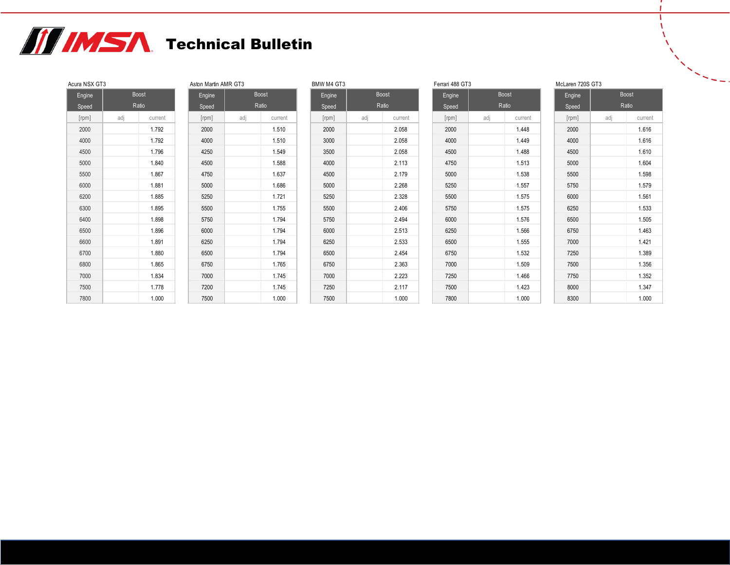# IMSA Technical Bulletin

Acura NSX GT3

| Engine Speed | Boost Ratio | |
|---|---|---|
| [rpm] | adj | current |
| 2000 | | 1.792 |
| 4000 | | 1.792 |
| 4500 | | 1.796 |
| 5000 | | 1.840 |
| 5500 | | 1.867 |
| 6000 | | 1.881 |
| 6200 | | 1.885 |
| 6300 | | 1.895 |
| 6400 | | 1.898 |
| 6500 | | 1.896 |
| 6600 | | 1.891 |
| 6700 | | 1.880 |
| 6800 | | 1.865 |
| 7000 | | 1.834 |
| 7500 | | 1.778 |
| 7800 | | 1.000 |

Aston Martin AMR GT3

| Engine Speed | Boost Ratio | |
|---|---|---|
| [rpm] | adj | current |
| 2000 | | 1.510 |
| 4000 | | 1.510 |
| 4250 | | 1.549 |
| 4500 | | 1.588 |
| 4750 | | 1.637 |
| 5000 | | 1.686 |
| 5250 | | 1.721 |
| 5500 | | 1.755 |
| 5750 | | 1.794 |
| 6000 | | 1.794 |
| 6250 | | 1.794 |
| 6500 | | 1.794 |
| 6750 | | 1.765 |
| 7000 | | 1.745 |
| 7200 | | 1.745 |
| 7500 | | 1.000 |

BMW M4 GT3

| Engine Speed | Boost Ratio | |
|---|---|---|
| [rpm] | adj | current |
| 2000 | | 2.058 |
| 3000 | | 2.058 |
| 3500 | | 2.058 |
| 4000 | | 2.113 |
| 4500 | | 2.179 |
| 5000 | | 2.268 |
| 5250 | | 2.328 |
| 5500 | | 2.406 |
| 5750 | | 2.494 |
| 6000 | | 2.513 |
| 6250 | | 2.533 |
| 6500 | | 2.454 |
| 6750 | | 2.363 |
| 7000 | | 2.223 |
| 7250 | | 2.117 |
| 7500 | | 1.000 |

Ferrari 488 GT3

| Engine Speed | Boost Ratio | |
|---|---|---|
| [rpm] | adj | current |
| 2000 | | 1.448 |
| 4000 | | 1.449 |
| 4500 | | 1.488 |
| 4750 | | 1.513 |
| 5000 | | 1.538 |
| 5250 | | 1.557 |
| 5500 | | 1.575 |
| 5750 | | 1.575 |
| 6000 | | 1.576 |
| 6250 | | 1.566 |
| 6500 | | 1.555 |
| 6750 | | 1.532 |
| 7000 | | 1.509 |
| 7250 | | 1.466 |
| 7500 | | 1.423 |
| 7800 | | 1.000 |

McLaren 720S GT3

| Engine Speed | Boost Ratio | |
|---|---|---|
| [rpm] | adj | current |
| 2000 | | 1.616 |
| 4000 | | 1.616 |
| 4500 | | 1.610 |
| 5000 | | 1.604 |
| 5500 | | 1.598 |
| 5750 | | 1.579 |
| 6000 | | 1.561 |
| 6250 | | 1.533 |
| 6500 | | 1.505 |
| 6750 | | 1.463 |
| 7000 | | 1.421 |
| 7250 | | 1.389 |
| 7500 | | 1.356 |
| 7750 | | 1.352 |
| 8000 | | 1.347 |
| 8300 | | 1.000 |